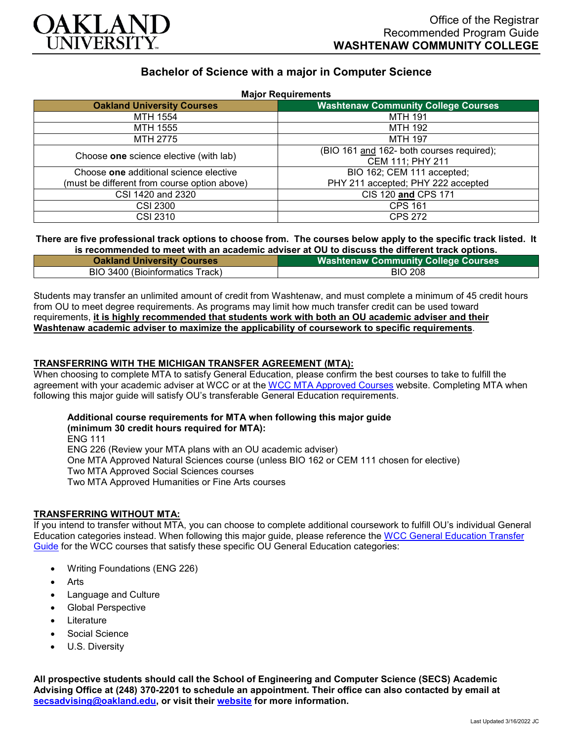Office of the Registrar
Recommended Program Guide
**WASHTENAW COMMUNITY COLLEGE**

# Bachelor of Science with a major in Computer Science

**Major Requirements**

| Oakland University Courses | Washtenaw Community College Courses |
|---|---|
| MTH 1554 | MTH 191 |
| MTH 1555 | MTH 192 |
| MTH 2775 | MTH 197 |
| Choose **one** science elective (with lab) | (BIO 161 and 162- both courses required); CEM 111; PHY 211 |
| Choose **one** additional science elective (must be different from course option above) | BIO 162; CEM 111 accepted; PHY 211 accepted; PHY 222 accepted |
| CSI 1420 and 2320 | CIS 120 **and** CPS 171 |
| CSI 2300 | CPS 161 |
| CSI 2310 | CPS 272 |

**There are five professional track options to choose from. The courses below apply to the specific track listed. It is recommended to meet with an academic adviser at OU to discuss the different track options.**

| Oakland University Courses | Washtenaw Community College Courses |
|---|---|
| BIO 3400 (Bioinformatics Track) | BIO 208 |

Students may transfer an unlimited amount of credit from Washtenaw, and must complete a minimum of 45 credit hours from OU to meet degree requirements. As programs may limit how much transfer credit can be used toward requirements, **it is highly recommended that students work with both an OU academic adviser and their Washtenaw academic adviser to maximize the applicability of coursework to specific requirements**.

## TRANSFERRING WITH THE MICHIGAN TRANSFER AGREEMENT (MTA):

When choosing to complete MTA to satisfy General Education, please confirm the best courses to take to fulfill the agreement with your academic adviser at WCC or at the WCC MTA Approved Courses website. Completing MTA when following this major guide will satisfy OU's transferable General Education requirements.

**Additional course requirements for MTA when following this major guide (minimum 30 credit hours required for MTA):**
ENG 111
ENG 226 (Review your MTA plans with an OU academic adviser)
One MTA Approved Natural Sciences course (unless BIO 162 or CEM 111 chosen for elective)
Two MTA Approved Social Sciences courses
Two MTA Approved Humanities or Fine Arts courses

## TRANSFERRING WITHOUT MTA:

If you intend to transfer without MTA, you can choose to complete additional coursework to fulfill OU's individual General Education categories instead. When following this major guide, please reference the WCC General Education Transfer Guide for the WCC courses that satisfy these specific OU General Education categories:

- Writing Foundations (ENG 226)
- Arts
- Language and Culture
- Global Perspective
- Literature
- Social Science
- U.S. Diversity

**All prospective students should call the School of Engineering and Computer Science (SECS) Academic Advising Office at (248) 370-2201 to schedule an appointment. Their office can also contacted by email at secsadvising@oakland.edu, or visit their website for more information.**

Last Updated 3/16/2022 JC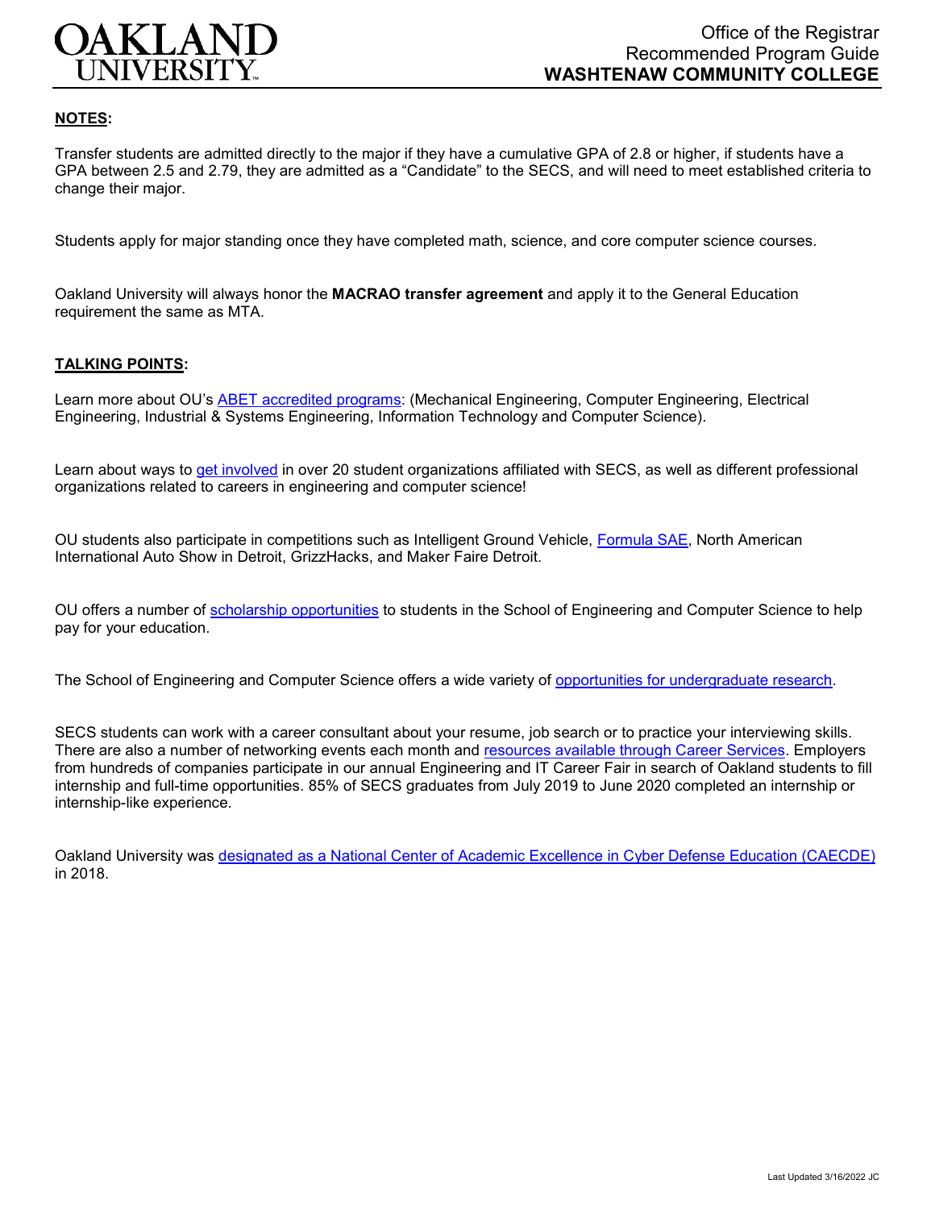**NOTES:**

Transfer students are admitted directly to the major if they have a cumulative GPA of 2.8 or higher, if students have a GPA between 2.5 and 2.79, they are admitted as a "Candidate" to the SECS, and will need to meet established criteria to change their major.

Students apply for major standing once they have completed math, science, and core computer science courses.

Oakland University will always honor the **MACRAO transfer agreement** and apply it to the General Education requirement the same as MTA.

**TALKING POINTS:**

Learn more about OU's ABET accredited programs: (Mechanical Engineering, Computer Engineering, Electrical Engineering, Industrial & Systems Engineering, Information Technology and Computer Science).

Learn about ways to get involved in over 20 student organizations affiliated with SECS, as well as different professional organizations related to careers in engineering and computer science!

OU students also participate in competitions such as Intelligent Ground Vehicle, Formula SAE, North American International Auto Show in Detroit, GrizzHacks, and Maker Faire Detroit.

OU offers a number of scholarship opportunities to students in the School of Engineering and Computer Science to help pay for your education.

The School of Engineering and Computer Science offers a wide variety of opportunities for undergraduate research.

SECS students can work with a career consultant about your resume, job search or to practice your interviewing skills. There are also a number of networking events each month and resources available through Career Services. Employers from hundreds of companies participate in our annual Engineering and IT Career Fair in search of Oakland students to fill internship and full-time opportunities. 85% of SECS graduates from July 2019 to June 2020 completed an internship or internship-like experience.

Oakland University was designated as a National Center of Academic Excellence in Cyber Defense Education (CAECDE) in 2018.

Last Updated 3/16/2022 JC